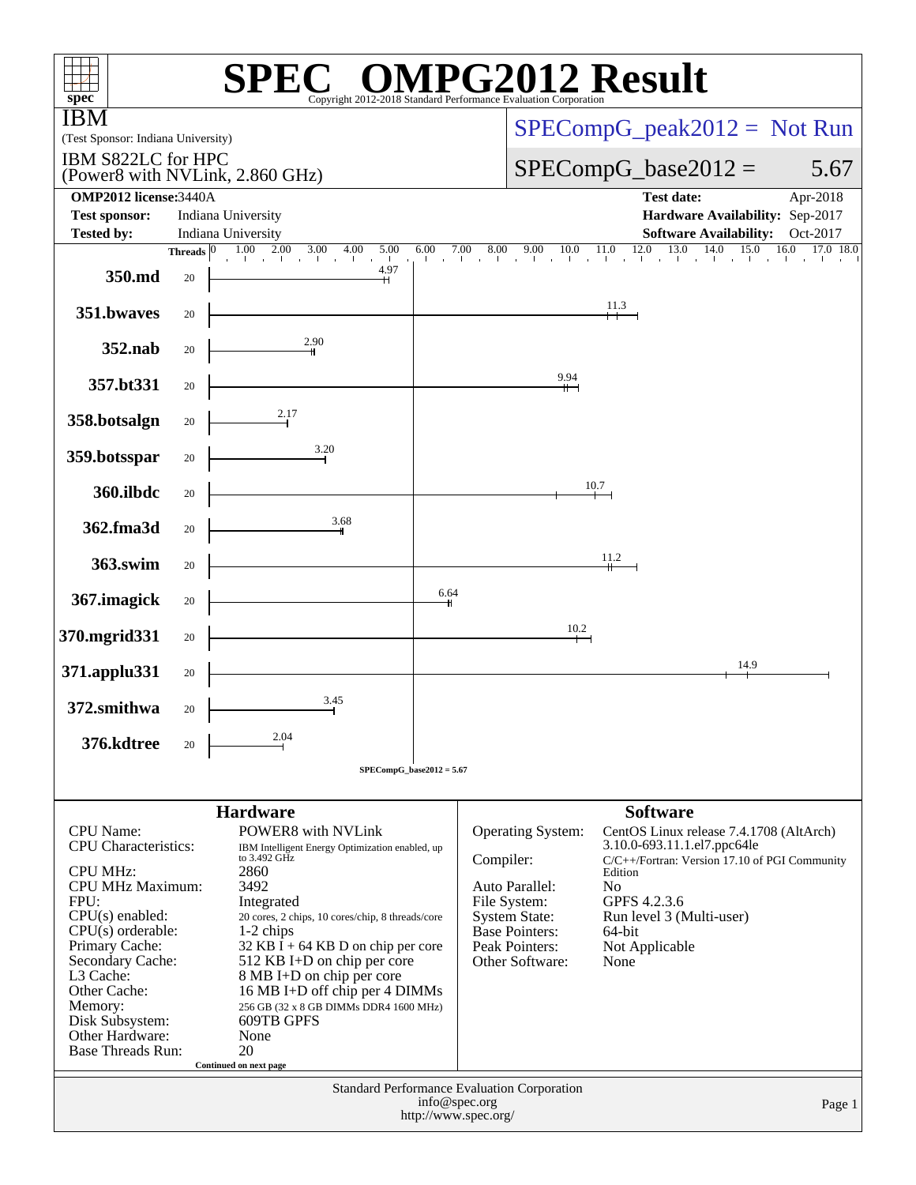# SPEC OMPG2012 Result

Copyright 2012-2018 Standard Performance Evaluation Corporation

**IBM**
(Test Sponsor: Indiana University)

IBM S822LC for HPC
(Power8 with NVLink, 2.860 GHz)

SPECompG_peak2012 = Not Run

SPECompG_base2012 = 5.67

| | | | |
|---|---|---|---|
| **OMP2012 license:** | 3440A | **Test date:** | Apr-2018 |
| **Test sponsor:** | Indiana University | **Hardware Availability:** | Sep-2017 |
| **Tested by:** | Indiana University | **Software Availability:** | Oct-2017 |

| Benchmark | Threads | Base Ratio |
|---|---|---|
| 350.md | 20 | 4.97 |
| 351.bwaves | 20 | 11.3 |
| 352.nab | 20 | 2.90 |
| 357.bt331 | 20 | 9.94 |
| 358.botsalgn | 20 | 2.17 |
| 359.botsspar | 20 | 3.20 |
| 360.ilbdc | 20 | 10.7 |
| 362.fma3d | 20 | 3.68 |
| 363.swim | 20 | 11.2 |
| 367.imagick | 20 | 6.64 |
| 370.mgrid331 | 20 | 10.2 |
| 371.applu331 | 20 | 14.9 |
| 372.smithwa | 20 | 3.45 |
| 376.kdtree | 20 | 2.04 |

SPECompG_base2012 = 5.67

## Hardware

| | |
|---|---|
| CPU Name: | POWER8 with NVLink |
| CPU Characteristics: | IBM Intelligent Energy Optimization enabled, up to 3.492 GHz |
| CPU MHz: | 2860 |
| CPU MHz Maximum: | 3492 |
| FPU: | Integrated |
| CPU(s) enabled: | 20 cores, 2 chips, 10 cores/chip, 8 threads/core |
| CPU(s) orderable: | 1-2 chips |
| Primary Cache: | 32 KB I + 64 KB D on chip per core |
| Secondary Cache: | 512 KB I+D on chip per core |
| L3 Cache: | 8 MB I+D on chip per core |
| Other Cache: | 16 MB I+D off chip per 4 DIMMs |
| Memory: | 256 GB (32 x 8 GB DIMMs DDR4 1600 MHz) |
| Disk Subsystem: | 609TB GPFS |
| Other Hardware: | None |
| Base Threads Run: | 20 |

Continued on next page

## Software

| | |
|---|---|
| Operating System: | CentOS Linux release 7.4.1708 (AltArch) 3.10.0-693.11.1.el7.ppc64le |
| Compiler: | C/C++/Fortran: Version 17.10 of PGI Community Edition |
| Auto Parallel: | No |
| File System: | GPFS 4.2.3.6 |
| System State: | Run level 3 (Multi-user) |
| Base Pointers: | 64-bit |
| Peak Pointers: | Not Applicable |
| Other Software: | None |

Standard Performance Evaluation Corporation
info@spec.org
http://www.spec.org/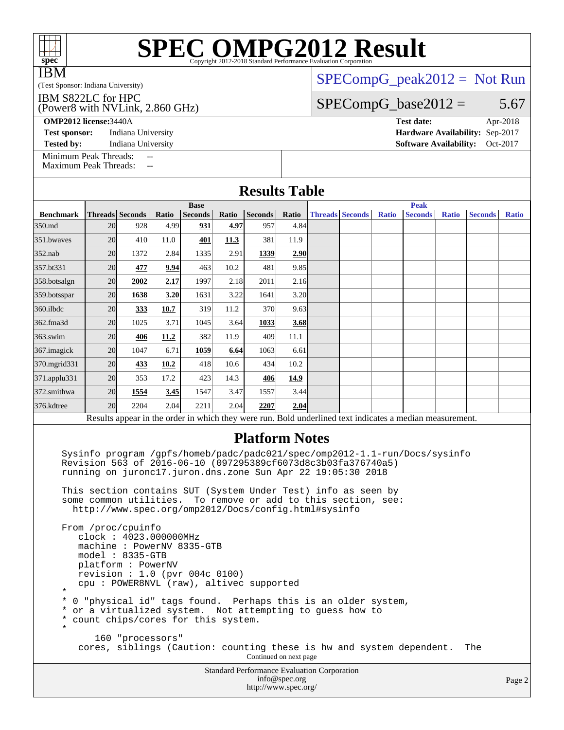# SPEC OMPG2012 Result

Copyright 2012-2018 Standard Performance Evaluation Corporation

IBM

(Test Sponsor: Indiana University)

IBM S822LC for HPC
(Power8 with NVLink, 2.860 GHz)

SPECompG_peak2012 = Not Run

SPECompG_base2012 = 5.67

**OMP2012 license:** 3440A | **Test date:** Apr-2018
**Test sponsor:** Indiana University | **Hardware Availability:** Sep-2017
**Tested by:** Indiana University | **Software Availability:** Oct-2017

Minimum Peak Threads: --
Maximum Peak Threads: --

## Results Table

| | Base | | | | | | | Peak | | | | | | |
|---|---|---|---|---|---|---|---|---|---|---|---|---|---|---|
| **Benchmark** | **Threads** | **Seconds** | **Ratio** | **Seconds** | **Ratio** | **Seconds** | **Ratio** | **Threads** | **Seconds** | **Ratio** | **Seconds** | **Ratio** | **Seconds** | **Ratio** |
| 350.md | 20 | 928 | 4.99 | **931** | **4.97** | 957 | 4.84 | | | | | | | |
| 351.bwaves | 20 | 410 | 11.0 | **401** | **11.3** | 381 | 11.9 | | | | | | | |
| 352.nab | 20 | 1372 | 2.84 | 1335 | 2.91 | **1339** | **2.90** | | | | | | | |
| 357.bt331 | 20 | **477** | **9.94** | 463 | 10.2 | 481 | 9.85 | | | | | | | |
| 358.botsalgn | 20 | **2002** | **2.17** | 1997 | 2.18 | 2011 | 2.16 | | | | | | | |
| 359.botsspar | 20 | **1638** | **3.20** | 1631 | 3.22 | 1641 | 3.20 | | | | | | | |
| 360.ilbdc | 20 | **333** | **10.7** | 319 | 11.2 | 370 | 9.63 | | | | | | | |
| 362.fma3d | 20 | 1025 | 3.71 | 1045 | 3.64 | **1033** | **3.68** | | | | | | | |
| 363.swim | 20 | **406** | **11.2** | 382 | 11.9 | 409 | 11.1 | | | | | | | |
| 367.imagick | 20 | 1047 | 6.71 | **1059** | **6.64** | 1063 | 6.61 | | | | | | | |
| 370.mgrid331 | 20 | **433** | **10.2** | 418 | 10.6 | 434 | 10.2 | | | | | | | |
| 371.applu331 | 20 | 353 | 17.2 | 423 | 14.3 | **406** | **14.9** | | | | | | | |
| 372.smithwa | 20 | **1554** | **3.45** | 1547 | 3.47 | 1557 | 3.44 | | | | | | | |
| 376.kdtree | 20 | 2204 | 2.04 | 2211 | 2.04 | **2207** | **2.04** | | | | | | | |

Results appear in the order in which they were run. Bold underlined text indicates a median measurement.

## Platform Notes

```
Sysinfo program /gpfs/homeb/padc/padc021/spec/omp2012-1.1-run/Docs/sysinfo
Revision 563 of 2016-06-10 (097295389cf6073d8c3b03fa376740a5)
running on juronc17.juron.dns.zone Sun Apr 22 19:05:30 2018

This section contains SUT (System Under Test) info as seen by
some common utilities.  To remove or add to this section, see:
  http://www.spec.org/omp2012/Docs/config.html#sysinfo

From /proc/cpuinfo
   clock : 4023.000000MHz
   machine : PowerNV 8335-GTB
   model : 8335-GTB
   platform : PowerNV
   revision : 1.0 (pvr 004c 0100)
   cpu : POWER8NVL (raw), altivec supported
*
* 0 "physical id" tags found.  Perhaps this is an older system,
* or a virtualized system.  Not attempting to guess how to
* count chips/cores for this system.
*
      160 "processors"
   cores, siblings (Caution: counting these is hw and system dependent.  The
```

Continued on next page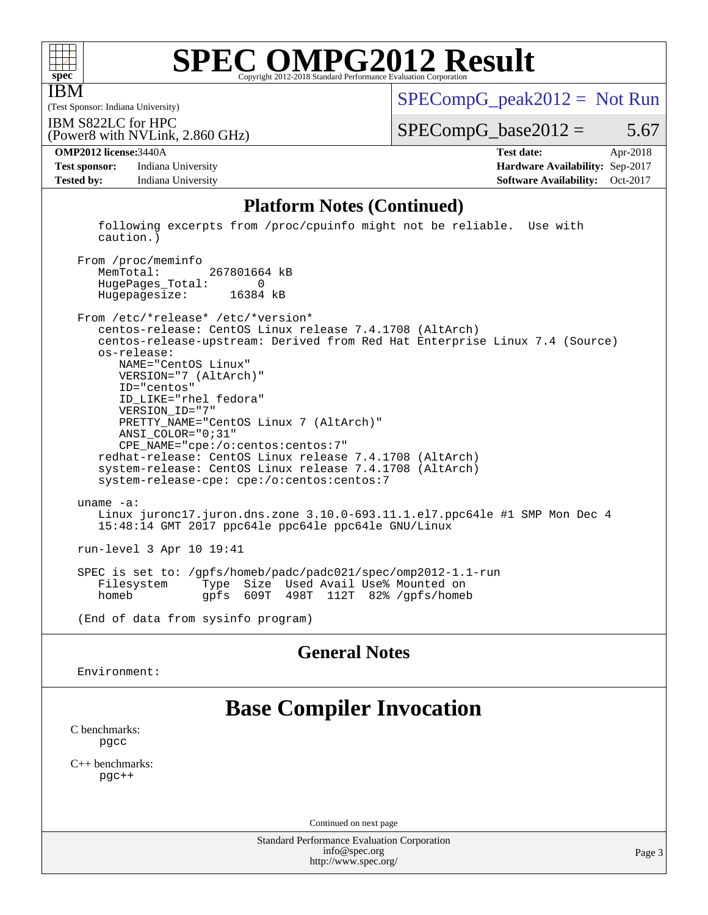## Platform Notes (Continued)

```
   following excerpts from /proc/cpuinfo might not be reliable.  Use with
   caution.)

 From /proc/meminfo
    MemTotal:       267801664 kB
    HugePages_Total:        0
    Hugepagesize:       16384 kB

 From /etc/*release* /etc/*version*
    centos-release: CentOS Linux release 7.4.1708 (AltArch)
    centos-release-upstream: Derived from Red Hat Enterprise Linux 7.4 (Source)
    os-release:
       NAME="CentOS Linux"
       VERSION="7 (AltArch)"
       ID="centos"
       ID_LIKE="rhel fedora"
       VERSION_ID="7"
       PRETTY_NAME="CentOS Linux 7 (AltArch)"
       ANSI_COLOR="0;31"
       CPE_NAME="cpe:/o:centos:centos:7"
    redhat-release: CentOS Linux release 7.4.1708 (AltArch)
    system-release: CentOS Linux release 7.4.1708 (AltArch)
    system-release-cpe: cpe:/o:centos:centos:7

 uname -a:
    Linux juronc17.juron.dns.zone 3.10.0-693.11.1.el7.ppc64le #1 SMP Mon Dec 4
    15:48:14 GMT 2017 ppc64le ppc64le ppc64le GNU/Linux

 run-level 3 Apr 10 19:41

 SPEC is set to: /gpfs/homeb/padc/padc021/spec/omp2012-1.1-run
    Filesystem     Type  Size  Used Avail Use% Mounted on
    homeb          gpfs  609T  498T  112T  82% /gpfs/homeb

 (End of data from sysinfo program)
```

## General Notes

Environment:

# Base Compiler Invocation

C benchmarks:
pgcc

C++ benchmarks:
pgc++

Continued on next page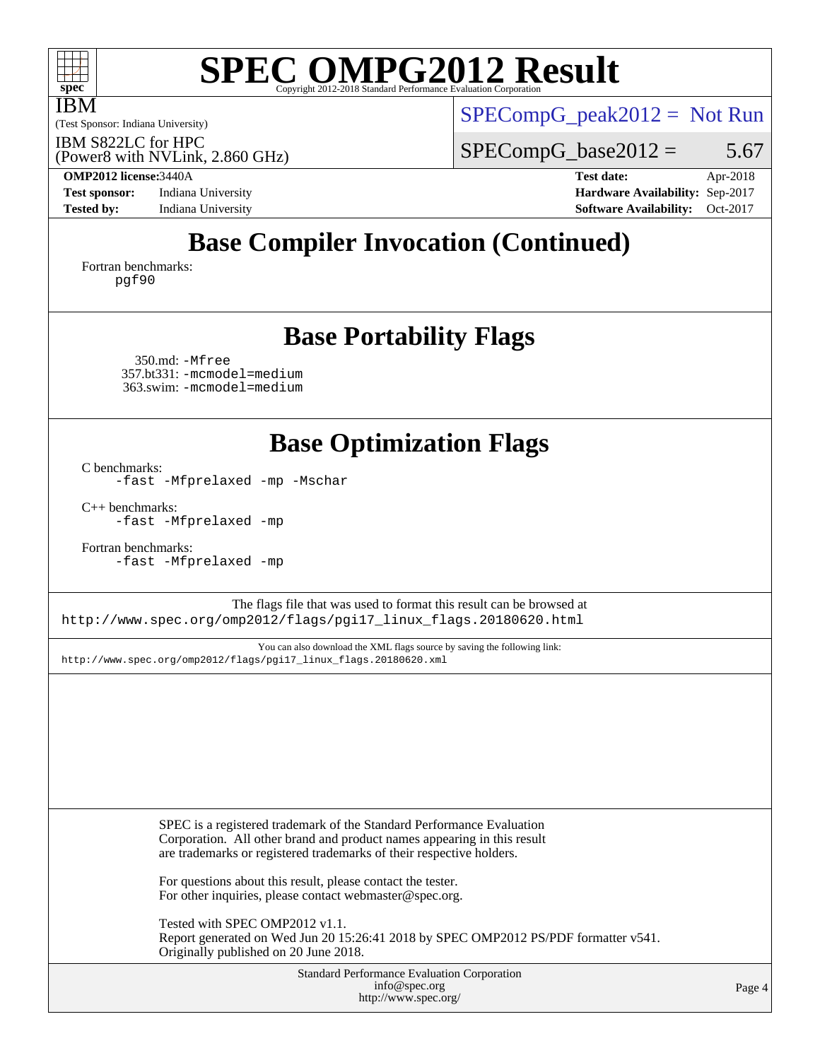# SPEC OMPG2012 Result

Copyright 2012-2018 Standard Performance Evaluation Corporation

IBM

(Test Sponsor: Indiana University)

IBM S822LC for HPC
(Power8 with NVLink, 2.860 GHz)

SPECompG_peak2012 = Not Run

SPECompG_base2012 = 5.67

**OMP2012 license:** 3440A

**Test sponsor:** Indiana University

**Tested by:** Indiana University

**Test date:** Apr-2018

**Hardware Availability:** Sep-2017

**Software Availability:** Oct-2017

## Base Compiler Invocation (Continued)

Fortran benchmarks:
`pgf90`

## Base Portability Flags

350.md: `-Mfree`
357.bt331: `-mcmodel=medium`
363.swim: `-mcmodel=medium`

## Base Optimization Flags

C benchmarks:
`-fast -Mfprelaxed -mp -Mschar`

C++ benchmarks:
`-fast -Mfprelaxed -mp`

Fortran benchmarks:
`-fast -Mfprelaxed -mp`

The flags file that was used to format this result can be browsed at
http://www.spec.org/omp2012/flags/pgi17_linux_flags.20180620.html

You can also download the XML flags source by saving the following link:
http://www.spec.org/omp2012/flags/pgi17_linux_flags.20180620.xml

SPEC is a registered trademark of the Standard Performance Evaluation Corporation. All other brand and product names appearing in this result are trademarks or registered trademarks of their respective holders.

For questions about this result, please contact the tester.
For other inquiries, please contact webmaster@spec.org.

Tested with SPEC OMP2012 v1.1.
Report generated on Wed Jun 20 15:26:41 2018 by SPEC OMP2012 PS/PDF formatter v541.
Originally published on 20 June 2018.

Standard Performance Evaluation Corporation
info@spec.org
http://www.spec.org/